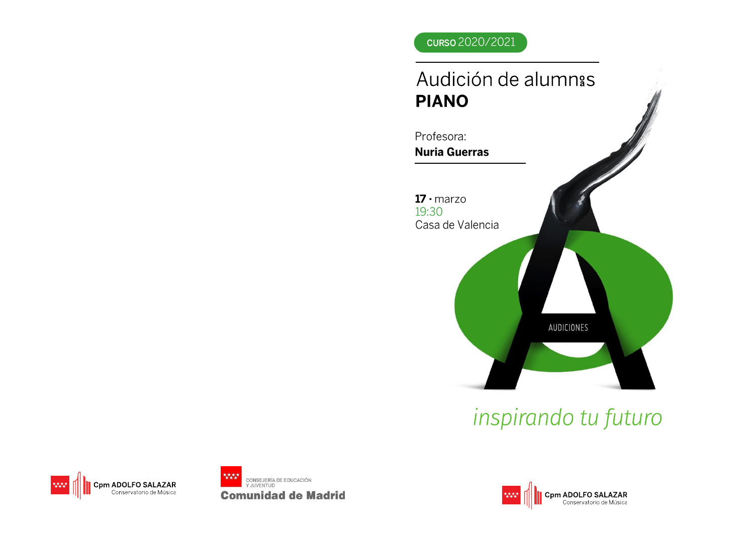CURSO 2020/2021

# Audición de alumnos
## PIANO

Profesora:
**Nuria Guerras**

**17** · marzo
19:30
Casa de Valencia

AUDICIONES

*inspirando tu futuro*

Cpm ADOLFO SALAZAR
Conservatorio de Música

CONSEJERÍA DE EDUCACIÓN
Y JUVENTUD
**Comunidad de Madrid**

Cpm ADOLFO SALAZAR
Conservatorio de Música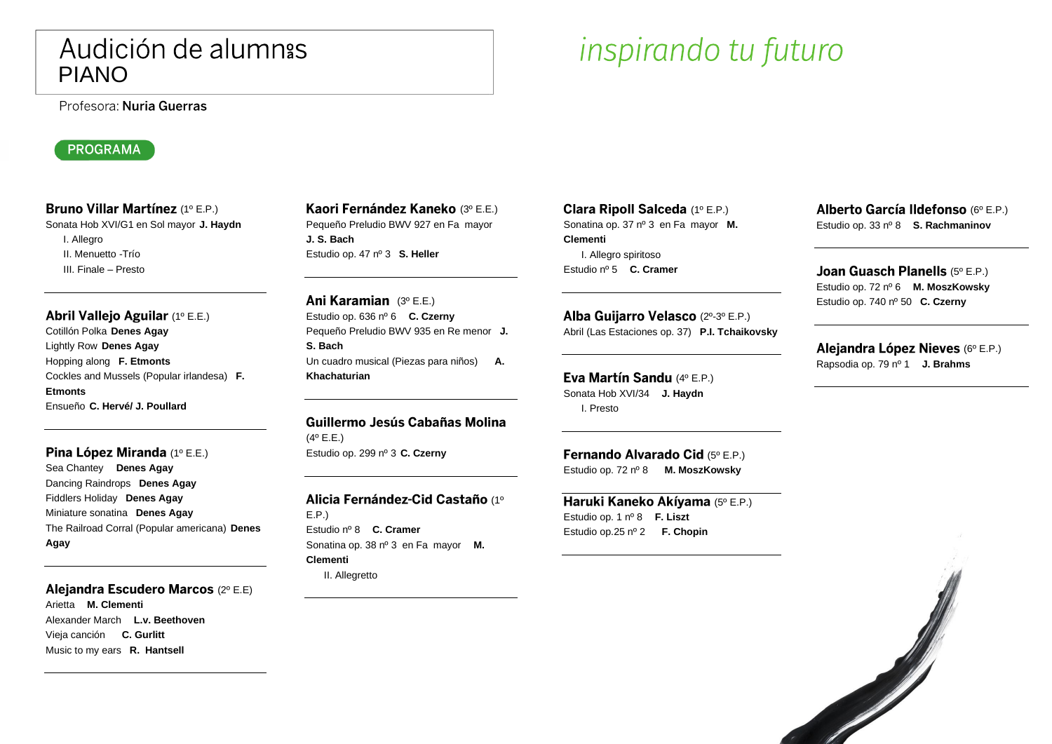# Audición de alumn@s
## PIANO

*inspirando tu futuro*

Profesora: **Nuria Guerras**

**PROGRAMA**

---

**Bruno Villar Martínez** (1º E.P.)
Sonata Hob XVI/G1 en Sol mayor **J. Haydn**
I. Allegro
II. Menuetto -Trío
III. Finale – Presto

---

**Abril Vallejo Aguilar** (1º E.E.)
Cotillón Polka **Denes Agay**
Lightly Row **Denes Agay**
Hopping along **F. Etmonts**
Cockles and Mussels (Popular irlandesa) **F. Etmonts**
Ensueño **C. Hervé/ J. Poullard**

---

**Pina López Miranda** (1º E.E.)
Sea Chantey **Denes Agay**
Dancing Raindrops **Denes Agay**
Fiddlers Holiday **Denes Agay**
Miniature sonatina **Denes Agay**
The Railroad Corral (Popular americana) **Denes Agay**

---

**Alejandra Escudero Marcos** (2º E.E)
Arietta **M. Clementi**
Alexander March **L.v. Beethoven**
Vieja canción **C. Gurlitt**
Music to my ears **R. Hantsell**

---

**Kaori Fernández Kaneko** (3º E.E.)
Pequeño Preludio BWV 927 en Fa mayor **J. S. Bach**
Estudio op. 47 nº 3 **S. Heller**

---

**Ani Karamian** (3º E.E.)
Estudio op. 636 nº 6 **C. Czerny**
Pequeño Preludio BWV 935 en Re menor **J. S. Bach**
Un cuadro musical (Piezas para niños) **A. Khachaturian**

---

**Guillermo Jesús Cabañas Molina** (4º E.E.)
Estudio op. 299 nº 3 **C. Czerny**

---

**Alicia Fernández-Cid Castaño** (1º E.P.)
Estudio nº 8 **C. Cramer**
Sonatina op. 38 nº 3 en Fa mayor **M. Clementi**
II. Allegretto

---

**Clara Ripoll Salceda** (1º E.P.)
Sonatina op. 37 nº 3 en Fa mayor **M. Clementi**
I. Allegro spiritoso
Estudio nº 5 **C. Cramer**

---

**Alba Guijarro Velasco** (2º-3º E.P.)
Abril (Las Estaciones op. 37) **P.I. Tchaikovsky**

---

**Eva Martín Sandu** (4º E.P.)
Sonata Hob XVI/34 **J. Haydn**
I. Presto

---

**Fernando Alvarado Cid** (5º E.P.)
Estudio op. 72 nº 8 **M. MoszKowsky**

---

**Haruki Kaneko Akíyama** (5º E.P.)
Estudio op. 1 nº 8 **F. Liszt**
Estudio op.25 nº 2 **F. Chopin**

---

**Alberto García Ildefonso** (6º E.P.)
Estudio op. 33 nº 8 **S. Rachmaninov**

---

**Joan Guasch Planells** (5º E.P.)
Estudio op. 72 nº 6 **M. MoszKowsky**
Estudio op. 740 nº 50 **C. Czerny**

---

**Alejandra López Nieves** (6º E.P.)
Rapsodia op. 79 nº 1 **J. Brahms**